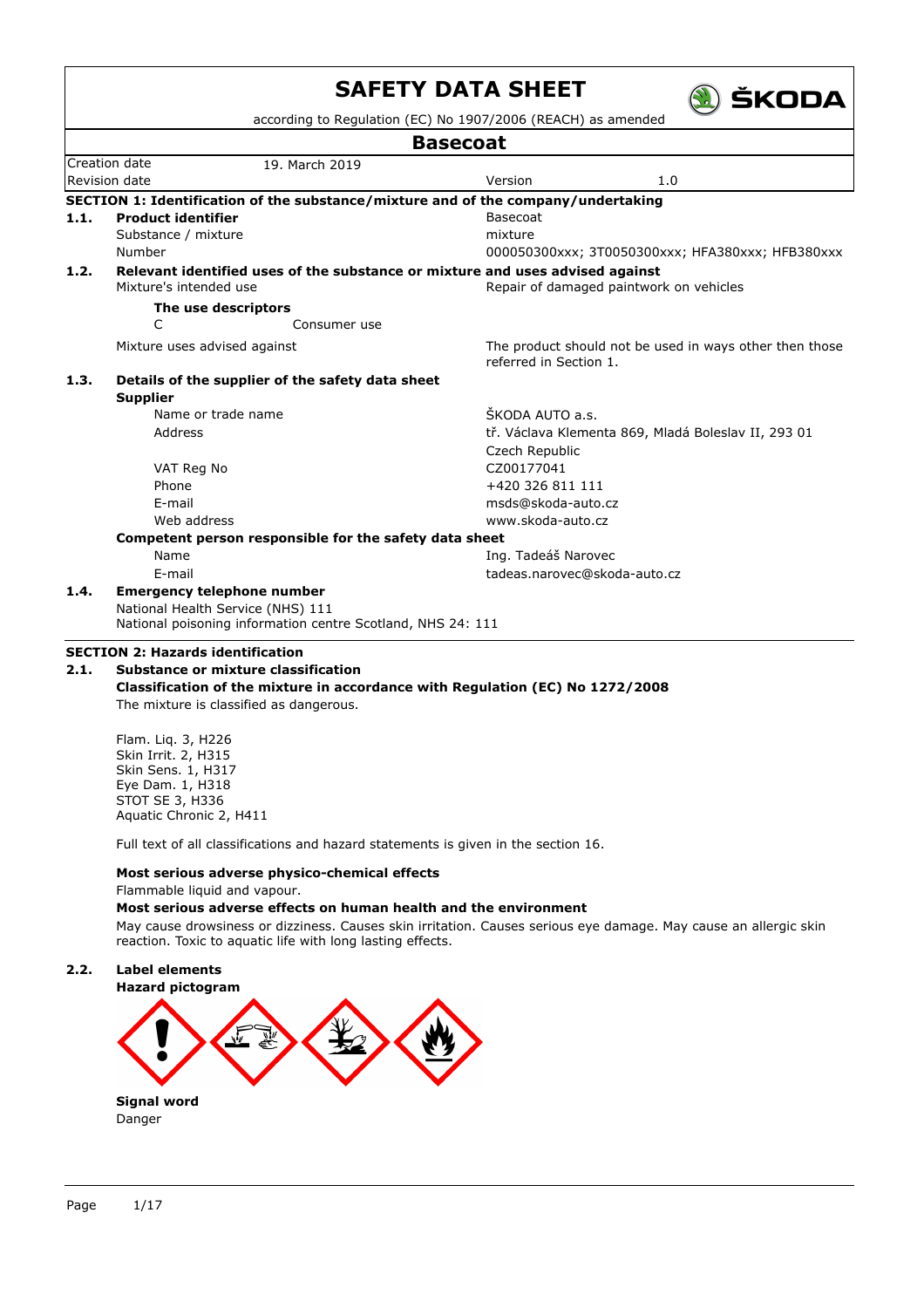# SAFETY DATA SHEET

according to Regulation (EC) No 1907/2006 (REACH) as amended

## Basecoat

| Creation date | 19. March 2019 | | |
|---|---|---|---|
| Revision date | | Version | 1.0 |

### SECTION 1: Identification of the substance/mixture and of the company/undertaking

**1.1. Product identifier**

| | |
|---|---|
| Product identifier | Basecoat |
| Substance / mixture | mixture |
| Number | 000050300xxx; 3T0050300xxx; HFA380xxx; HFB380xxx |

**1.2. Relevant identified uses of the substance or mixture and uses advised against**

Mixture's intended use: Repair of damaged paintwork on vehicles

**The use descriptors**

C — Consumer use

Mixture uses advised against: The product should not be used in ways other then those referred in Section 1.

**1.3. Details of the supplier of the safety data sheet**

**Supplier**

| | |
|---|---|
| Name or trade name | ŠKODA AUTO a.s. |
| Address | tř. Václava Klementa 869, Mladá Boleslav II, 293 01 Czech Republic |
| VAT Reg No | CZ00177041 |
| Phone | +420 326 811 111 |
| E-mail | msds@skoda-auto.cz |
| Web address | www.skoda-auto.cz |

**Competent person responsible for the safety data sheet**

| | |
|---|---|
| Name | Ing. Tadeáš Narovec |
| E-mail | tadeas.narovec@skoda-auto.cz |

**1.4. Emergency telephone number**

National Health Service (NHS) 111
National poisoning information centre Scotland, NHS 24: 111

### SECTION 2: Hazards identification

**2.1. Substance or mixture classification**

**Classification of the mixture in accordance with Regulation (EC) No 1272/2008**

The mixture is classified as dangerous.

Flam. Liq. 3, H226
Skin Irrit. 2, H315
Skin Sens. 1, H317
Eye Dam. 1, H318
STOT SE 3, H336
Aquatic Chronic 2, H411

Full text of all classifications and hazard statements is given in the section 16.

**Most serious adverse physico-chemical effects**

Flammable liquid and vapour.

**Most serious adverse effects on human health and the environment**

May cause drowsiness or dizziness. Causes skin irritation. Causes serious eye damage. May cause an allergic skin reaction. Toxic to aquatic life with long lasting effects.

**2.2. Label elements**

**Hazard pictogram**

**Signal word**

Danger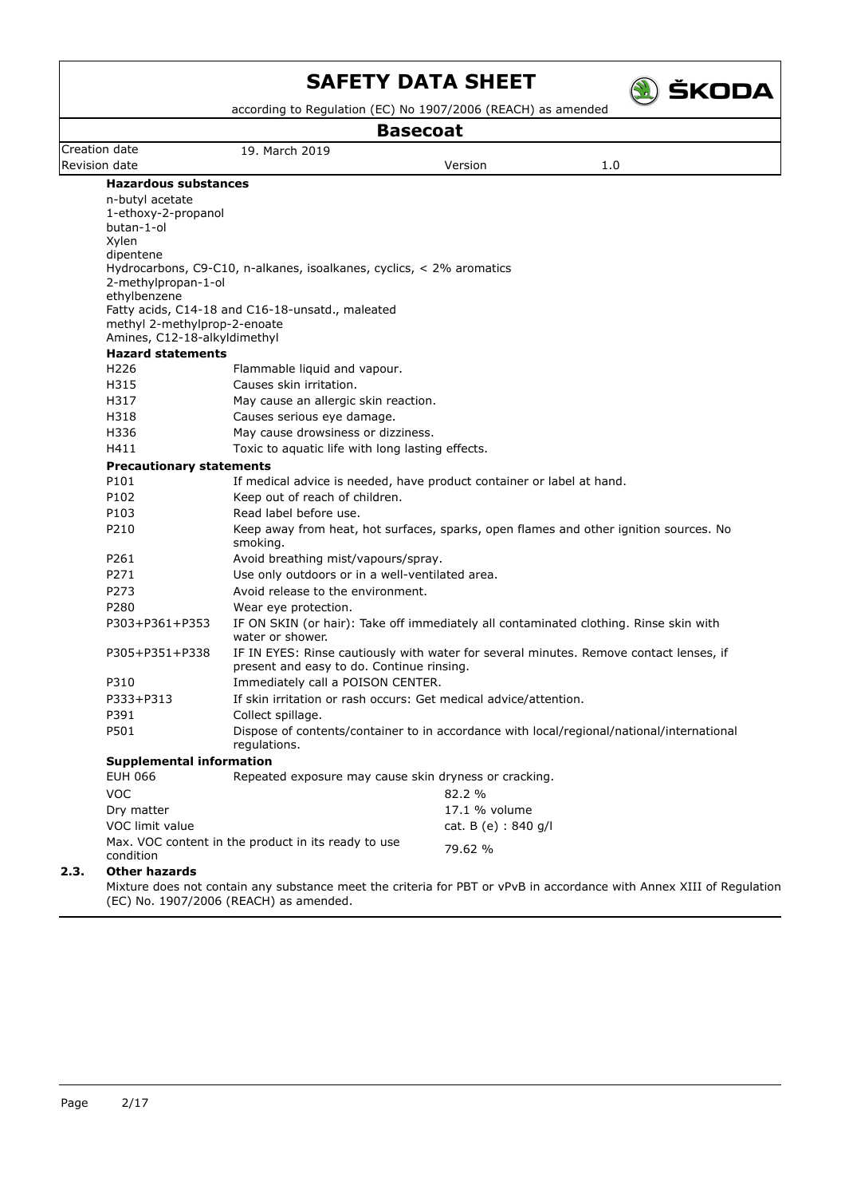# SAFETY DATA SHEET

according to Regulation (EC) No 1907/2006 (REACH) as amended

## Basecoat

| Creation date | 19. March 2019 | | |
|---|---|---|---|
| Revision date | | Version | 1.0 |

**Hazardous substances**

n-butyl acetate
1-ethoxy-2-propanol
butan-1-ol
Xylen
dipentene
Hydrocarbons, C9-C10, n-alkanes, isoalkanes, cyclics, < 2% aromatics
2-methylpropan-1-ol
ethylbenzene
Fatty acids, C14-18 and C16-18-unsatd., maleated
methyl 2-methylprop-2-enoate
Amines, C12-18-alkyldimethyl

**Hazard statements**

| | |
|---|---|
| H226 | Flammable liquid and vapour. |
| H315 | Causes skin irritation. |
| H317 | May cause an allergic skin reaction. |
| H318 | Causes serious eye damage. |
| H336 | May cause drowsiness or dizziness. |
| H411 | Toxic to aquatic life with long lasting effects. |

**Precautionary statements**

| | |
|---|---|
| P101 | If medical advice is needed, have product container or label at hand. |
| P102 | Keep out of reach of children. |
| P103 | Read label before use. |
| P210 | Keep away from heat, hot surfaces, sparks, open flames and other ignition sources. No smoking. |
| P261 | Avoid breathing mist/vapours/spray. |
| P271 | Use only outdoors or in a well-ventilated area. |
| P273 | Avoid release to the environment. |
| P280 | Wear eye protection. |
| P303+P361+P353 | IF ON SKIN (or hair): Take off immediately all contaminated clothing. Rinse skin with water or shower. |
| P305+P351+P338 | IF IN EYES: Rinse cautiously with water for several minutes. Remove contact lenses, if present and easy to do. Continue rinsing. |
| P310 | Immediately call a POISON CENTER. |
| P333+P313 | If skin irritation or rash occurs: Get medical advice/attention. |
| P391 | Collect spillage. |
| P501 | Dispose of contents/container to in accordance with local/regional/national/international regulations. |

**Supplemental information**

| | |
|---|---|
| EUH 066 | Repeated exposure may cause skin dryness or cracking. |
| VOC | 82.2 % |
| Dry matter | 17.1 % volume |
| VOC limit value | cat. B (e) : 840 g/l |
| Max. VOC content in the product in its ready to use condition | 79.62 % |

### 2.3. Other hazards

Mixture does not contain any substance meet the criteria for PBT or vPvB in accordance with Annex XIII of Regulation (EC) No. 1907/2006 (REACH) as amended.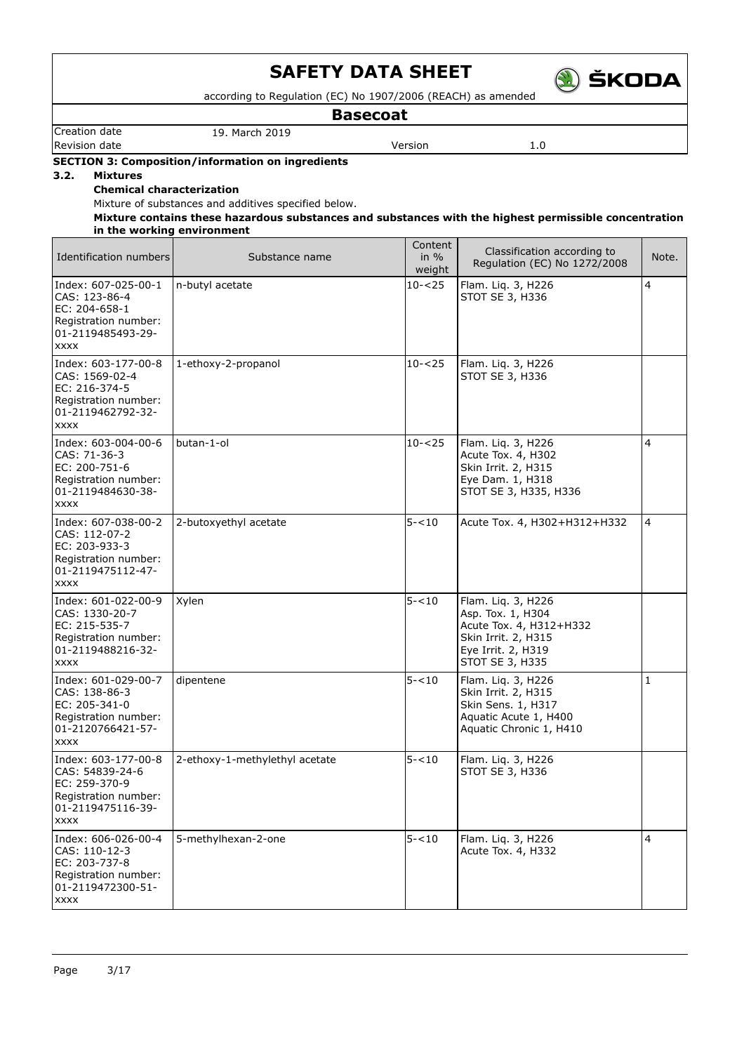# SAFETY DATA SHEET

according to Regulation (EC) No 1907/2006 (REACH) as amended

## Basecoat

| Creation date | 19. March 2019 | | |
|---|---|---|---|
| Revision date | | Version | 1.0 |

### SECTION 3: Composition/information on ingredients

**3.2. Mixtures**

**Chemical characterization**

Mixture of substances and additives specified below.

**Mixture contains these hazardous substances and substances with the highest permissible concentration in the working environment**

| Identification numbers | Substance name | Content in % weight | Classification according to Regulation (EC) No 1272/2008 | Note. |
|---|---|---|---|---|
| Index: 607-025-00-1<br>CAS: 123-86-4<br>EC: 204-658-1<br>Registration number: 01-2119485493-29-xxxx | n-butyl acetate | 10-<25 | Flam. Liq. 3, H226<br>STOT SE 3, H336 | 4 |
| Index: 603-177-00-8<br>CAS: 1569-02-4<br>EC: 216-374-5<br>Registration number: 01-2119462792-32-xxxx | 1-ethoxy-2-propanol | 10-<25 | Flam. Liq. 3, H226<br>STOT SE 3, H336 | |
| Index: 603-004-00-6<br>CAS: 71-36-3<br>EC: 200-751-6<br>Registration number: 01-2119484630-38-xxxx | butan-1-ol | 10-<25 | Flam. Liq. 3, H226<br>Acute Tox. 4, H302<br>Skin Irrit. 2, H315<br>Eye Dam. 1, H318<br>STOT SE 3, H335, H336 | 4 |
| Index: 607-038-00-2<br>CAS: 112-07-2<br>EC: 203-933-3<br>Registration number: 01-2119475112-47-xxxx | 2-butoxyethyl acetate | 5-<10 | Acute Tox. 4, H302+H312+H332 | 4 |
| Index: 601-022-00-9<br>CAS: 1330-20-7<br>EC: 215-535-7<br>Registration number: 01-2119488216-32-xxxx | Xylen | 5-<10 | Flam. Liq. 3, H226<br>Asp. Tox. 1, H304<br>Acute Tox. 4, H312+H332<br>Skin Irrit. 2, H315<br>Eye Irrit. 2, H319<br>STOT SE 3, H335 | |
| Index: 601-029-00-7<br>CAS: 138-86-3<br>EC: 205-341-0<br>Registration number: 01-2120766421-57-xxxx | dipentene | 5-<10 | Flam. Liq. 3, H226<br>Skin Irrit. 2, H315<br>Skin Sens. 1, H317<br>Aquatic Acute 1, H400<br>Aquatic Chronic 1, H410 | 1 |
| Index: 603-177-00-8<br>CAS: 54839-24-6<br>EC: 259-370-9<br>Registration number: 01-2119475116-39-xxxx | 2-ethoxy-1-methylethyl acetate | 5-<10 | Flam. Liq. 3, H226<br>STOT SE 3, H336 | |
| Index: 606-026-00-4<br>CAS: 110-12-3<br>EC: 203-737-8<br>Registration number: 01-2119472300-51-xxxx | 5-methylhexan-2-one | 5-<10 | Flam. Liq. 3, H226<br>Acute Tox. 4, H332 | 4 |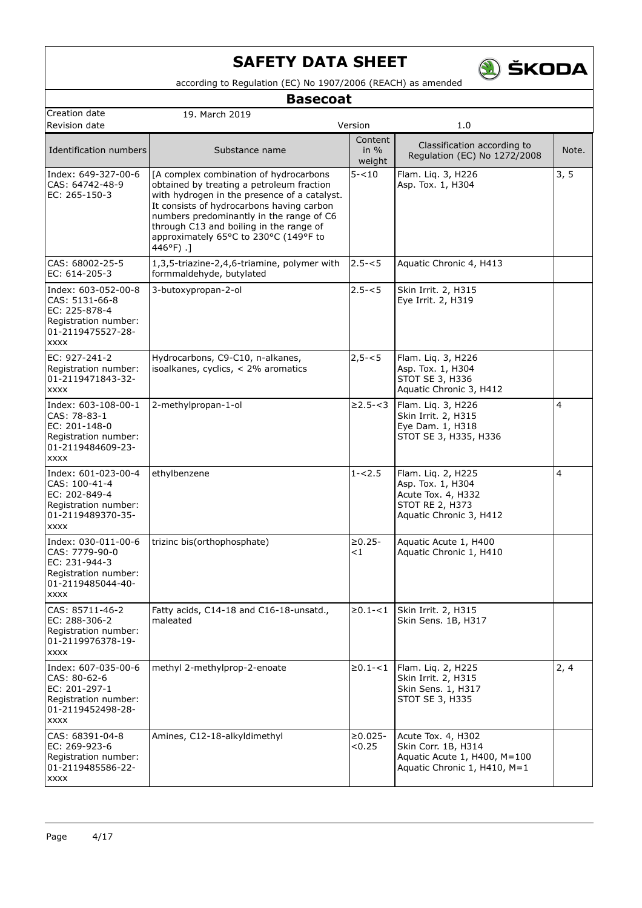| Identification numbers | Substance name | Content in % weight | Classification according to Regulation (EC) No 1272/2008 | Note. |
|---|---|---|---|---|
| Index: 649-327-00-6<br>CAS: 64742-48-9<br>EC: 265-150-3 | [A complex combination of hydrocarbons obtained by treating a petroleum fraction with hydrogen in the presence of a catalyst. It consists of hydrocarbons having carbon numbers predominantly in the range of C6 through C13 and boiling in the range of approximately 65°C to 230°C (149°F to 446°F) .] | 5-<10 | Flam. Liq. 3, H226<br>Asp. Tox. 1, H304 | 3, 5 |
| CAS: 68002-25-5<br>EC: 614-205-3 | 1,3,5-triazine-2,4,6-triamine, polymer with formmaldehyde, butylated | 2.5-<5 | Aquatic Chronic 4, H413 | |
| Index: 603-052-00-8<br>CAS: 5131-66-8<br>EC: 225-878-4<br>Registration number: 01-2119475527-28-xxxx | 3-butoxypropan-2-ol | 2.5-<5 | Skin Irrit. 2, H315<br>Eye Irrit. 2, H319 | |
| EC: 927-241-2<br>Registration number: 01-2119471843-32-xxxx | Hydrocarbons, C9-C10, n-alkanes, isoalkanes, cyclics, < 2% aromatics | 2,5-<5 | Flam. Liq. 3, H226<br>Asp. Tox. 1, H304<br>STOT SE 3, H336<br>Aquatic Chronic 3, H412 | |
| Index: 603-108-00-1<br>CAS: 78-83-1<br>EC: 201-148-0<br>Registration number: 01-2119484609-23-xxxx | 2-methylpropan-1-ol | ≥2.5-<3 | Flam. Liq. 3, H226<br>Skin Irrit. 2, H315<br>Eye Dam. 1, H318<br>STOT SE 3, H335, H336 | 4 |
| Index: 601-023-00-4<br>CAS: 100-41-4<br>EC: 202-849-4<br>Registration number: 01-2119489370-35-xxxx | ethylbenzene | 1-<2.5 | Flam. Liq. 2, H225<br>Asp. Tox. 1, H304<br>Acute Tox. 4, H332<br>STOT RE 2, H373<br>Aquatic Chronic 3, H412 | 4 |
| Index: 030-011-00-6<br>CAS: 7779-90-0<br>EC: 231-944-3<br>Registration number: 01-2119485044-40-xxxx | trizinc bis(orthophosphate) | ≥0.25-<1 | Aquatic Acute 1, H400<br>Aquatic Chronic 1, H410 | |
| CAS: 85711-46-2<br>EC: 288-306-2<br>Registration number: 01-2119976378-19-xxxx | Fatty acids, C14-18 and C16-18-unsatd., maleated | ≥0.1-<1 | Skin Irrit. 2, H315<br>Skin Sens. 1B, H317 | |
| Index: 607-035-00-6<br>CAS: 80-62-6<br>EC: 201-297-1<br>Registration number: 01-2119452498-28-xxxx | methyl 2-methylprop-2-enoate | ≥0.1-<1 | Flam. Liq. 2, H225<br>Skin Irrit. 2, H315<br>Skin Sens. 1, H317<br>STOT SE 3, H335 | 2, 4 |
| CAS: 68391-04-8<br>EC: 269-923-6<br>Registration number: 01-2119485586-22-xxxx | Amines, C12-18-alkyldimethyl | ≥0.025-<0.25 | Acute Tox. 4, H302<br>Skin Corr. 1B, H314<br>Aquatic Acute 1, H400, M=100<br>Aquatic Chronic 1, H410, M=1 | |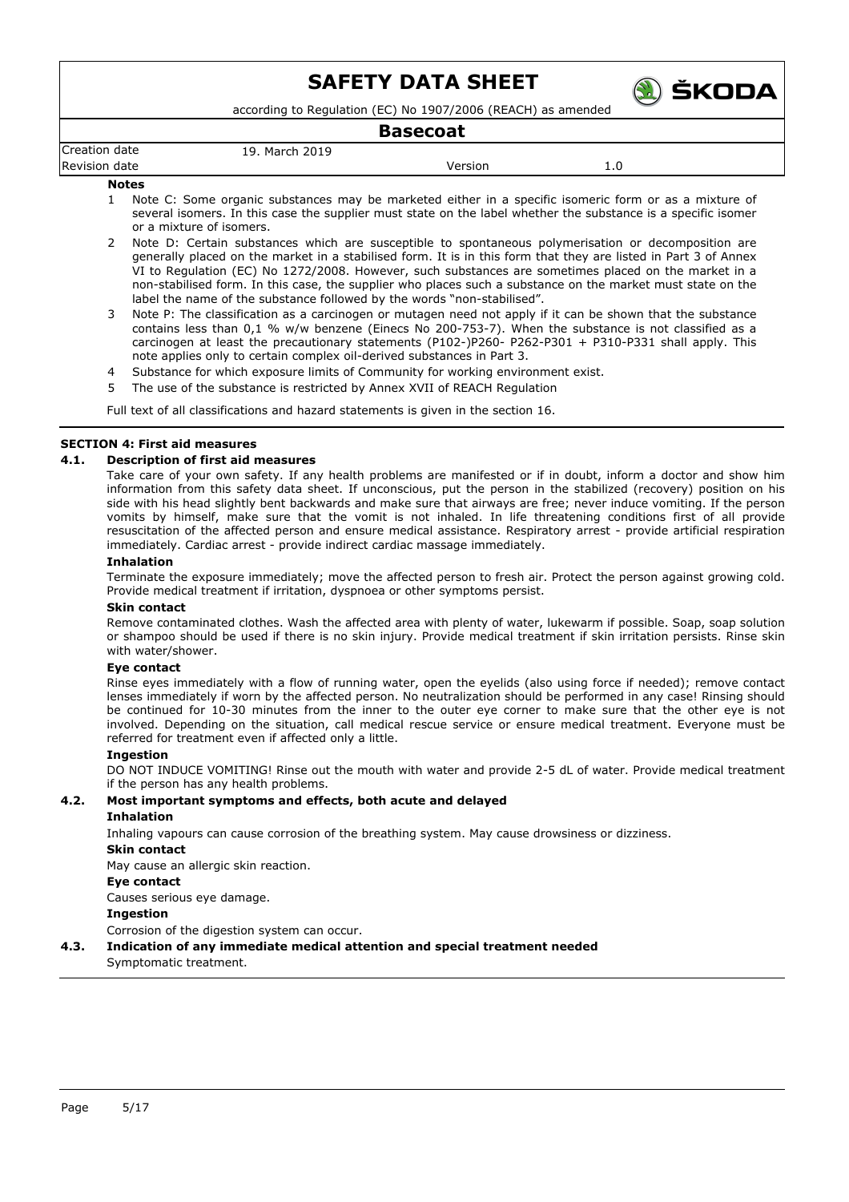**Notes**

1. Note C: Some organic substances may be marketed either in a specific isomeric form or as a mixture of several isomers. In this case the supplier must state on the label whether the substance is a specific isomer or a mixture of isomers.
2. Note D: Certain substances which are susceptible to spontaneous polymerisation or decomposition are generally placed on the market in a stabilised form. It is in this form that they are listed in Part 3 of Annex VI to Regulation (EC) No 1272/2008. However, such substances are sometimes placed on the market in a non-stabilised form. In this case, the supplier who places such a substance on the market must state on the label the name of the substance followed by the words "non-stabilised".
3. Note P: The classification as a carcinogen or mutagen need not apply if it can be shown that the substance contains less than 0,1 % w/w benzene (Einecs No 200-753-7). When the substance is not classified as a carcinogen at least the precautionary statements (P102-)P260- P262-P301 + P310-P331 shall apply. This note applies only to certain complex oil-derived substances in Part 3.
4. Substance for which exposure limits of Community for working environment exist.
5. The use of the substance is restricted by Annex XVII of REACH Regulation

Full text of all classifications and hazard statements is given in the section 16.

## SECTION 4: First aid measures

### 4.1. Description of first aid measures

Take care of your own safety. If any health problems are manifested or if in doubt, inform a doctor and show him information from this safety data sheet. If unconscious, put the person in the stabilized (recovery) position on his side with his head slightly bent backwards and make sure that airways are free; never induce vomiting. If the person vomits by himself, make sure that the vomit is not inhaled. In life threatening conditions first of all provide resuscitation of the affected person and ensure medical assistance. Respiratory arrest - provide artificial respiration immediately. Cardiac arrest - provide indirect cardiac massage immediately.

**Inhalation**

Terminate the exposure immediately; move the affected person to fresh air. Protect the person against growing cold. Provide medical treatment if irritation, dyspnoea or other symptoms persist.

**Skin contact**

Remove contaminated clothes. Wash the affected area with plenty of water, lukewarm if possible. Soap, soap solution or shampoo should be used if there is no skin injury. Provide medical treatment if skin irritation persists. Rinse skin with water/shower.

**Eye contact**

Rinse eyes immediately with a flow of running water, open the eyelids (also using force if needed); remove contact lenses immediately if worn by the affected person. No neutralization should be performed in any case! Rinsing should be continued for 10-30 minutes from the inner to the outer eye corner to make sure that the other eye is not involved. Depending on the situation, call medical rescue service or ensure medical treatment. Everyone must be referred for treatment even if affected only a little.

**Ingestion**

DO NOT INDUCE VOMITING! Rinse out the mouth with water and provide 2-5 dL of water. Provide medical treatment if the person has any health problems.

### 4.2. Most important symptoms and effects, both acute and delayed

**Inhalation**

Inhaling vapours can cause corrosion of the breathing system. May cause drowsiness or dizziness.

**Skin contact**

May cause an allergic skin reaction.

**Eye contact**

Causes serious eye damage.

**Ingestion**

Corrosion of the digestion system can occur.

### 4.3. Indication of any immediate medical attention and special treatment needed

Symptomatic treatment.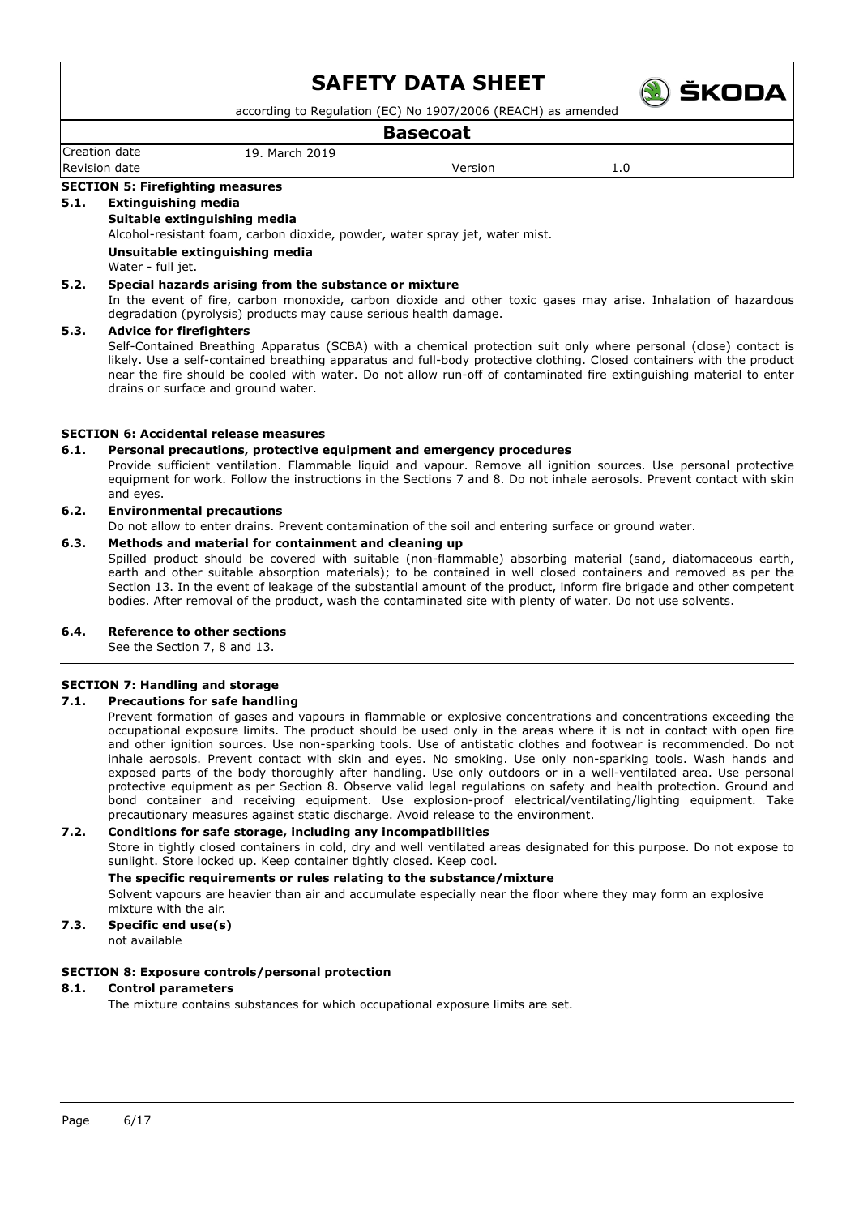## SECTION 5: Firefighting measures

### 5.1. Extinguishing media

**Suitable extinguishing media**

Alcohol-resistant foam, carbon dioxide, powder, water spray jet, water mist.

**Unsuitable extinguishing media**

Water - full jet.

### 5.2. Special hazards arising from the substance or mixture

In the event of fire, carbon monoxide, carbon dioxide and other toxic gases may arise. Inhalation of hazardous degradation (pyrolysis) products may cause serious health damage.

### 5.3. Advice for firefighters

Self-Contained Breathing Apparatus (SCBA) with a chemical protection suit only where personal (close) contact is likely. Use a self-contained breathing apparatus and full-body protective clothing. Closed containers with the product near the fire should be cooled with water. Do not allow run-off of contaminated fire extinguishing material to enter drains or surface and ground water.

## SECTION 6: Accidental release measures

### 6.1. Personal precautions, protective equipment and emergency procedures

Provide sufficient ventilation. Flammable liquid and vapour. Remove all ignition sources. Use personal protective equipment for work. Follow the instructions in the Sections 7 and 8. Do not inhale aerosols. Prevent contact with skin and eyes.

### 6.2. Environmental precautions

Do not allow to enter drains. Prevent contamination of the soil and entering surface or ground water.

### 6.3. Methods and material for containment and cleaning up

Spilled product should be covered with suitable (non-flammable) absorbing material (sand, diatomaceous earth, earth and other suitable absorption materials); to be contained in well closed containers and removed as per the Section 13. In the event of leakage of the substantial amount of the product, inform fire brigade and other competent bodies. After removal of the product, wash the contaminated site with plenty of water. Do not use solvents.

### 6.4. Reference to other sections

See the Section 7, 8 and 13.

## SECTION 7: Handling and storage

### 7.1. Precautions for safe handling

Prevent formation of gases and vapours in flammable or explosive concentrations and concentrations exceeding the occupational exposure limits. The product should be used only in the areas where it is not in contact with open fire and other ignition sources. Use non-sparking tools. Use of antistatic clothes and footwear is recommended. Do not inhale aerosols. Prevent contact with skin and eyes. No smoking. Use only non-sparking tools. Wash hands and exposed parts of the body thoroughly after handling. Use only outdoors or in a well-ventilated area. Use personal protective equipment as per Section 8. Observe valid legal regulations on safety and health protection. Ground and bond container and receiving equipment. Use explosion-proof electrical/ventilating/lighting equipment. Take precautionary measures against static discharge. Avoid release to the environment.

### 7.2. Conditions for safe storage, including any incompatibilities

Store in tightly closed containers in cold, dry and well ventilated areas designated for this purpose. Do not expose to sunlight. Store locked up. Keep container tightly closed. Keep cool.

**The specific requirements or rules relating to the substance/mixture**

Solvent vapours are heavier than air and accumulate especially near the floor where they may form an explosive mixture with the air.

### 7.3. Specific end use(s)

not available

## SECTION 8: Exposure controls/personal protection

### 8.1. Control parameters

The mixture contains substances for which occupational exposure limits are set.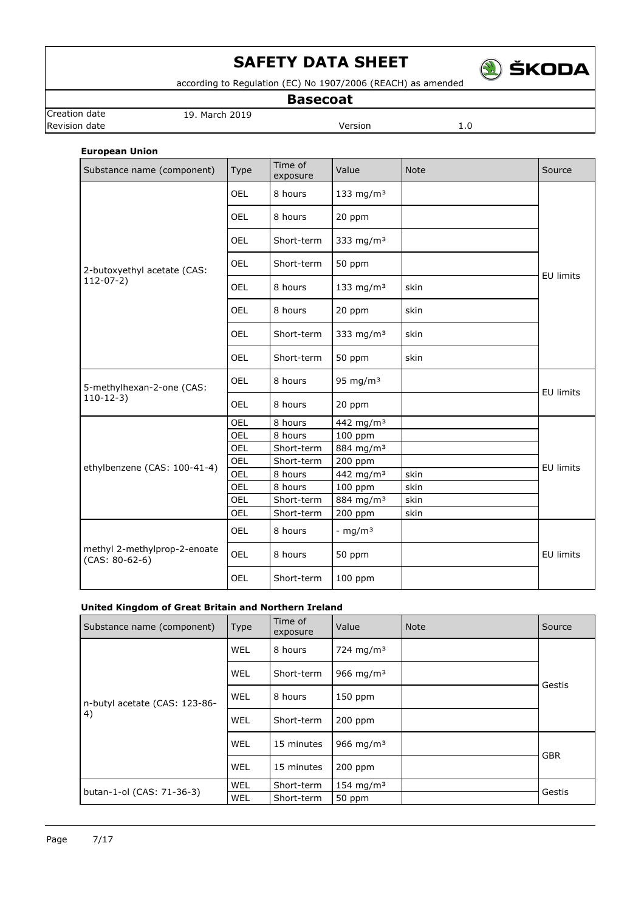**European Union**

| Substance name (component) | Type | Time of exposure | Value | Note | Source |
|---|---|---|---|---|---|
| 2-butoxyethyl acetate (CAS: 112-07-2) | OEL | 8 hours | 133 mg/m³ | | EU limits |
| | OEL | 8 hours | 20 ppm | | |
| | OEL | Short-term | 333 mg/m³ | | |
| | OEL | Short-term | 50 ppm | | |
| | OEL | 8 hours | 133 mg/m³ | skin | |
| | OEL | 8 hours | 20 ppm | skin | |
| | OEL | Short-term | 333 mg/m³ | skin | |
| | OEL | Short-term | 50 ppm | skin | |
| 5-methylhexan-2-one (CAS: 110-12-3) | OEL | 8 hours | 95 mg/m³ | | EU limits |
| | OEL | 8 hours | 20 ppm | | |
| ethylbenzene (CAS: 100-41-4) | OEL | 8 hours | 442 mg/m³ | | EU limits |
| | OEL | 8 hours | 100 ppm | | |
| | OEL | Short-term | 884 mg/m³ | | |
| | OEL | Short-term | 200 ppm | | |
| | OEL | 8 hours | 442 mg/m³ | skin | |
| | OEL | 8 hours | 100 ppm | skin | |
| | OEL | Short-term | 884 mg/m³ | skin | |
| | OEL | Short-term | 200 ppm | skin | |
| methyl 2-methylprop-2-enoate (CAS: 80-62-6) | OEL | 8 hours | - mg/m³ | | EU limits |
| | OEL | 8 hours | 50 ppm | | |
| | OEL | Short-term | 100 ppm | | |

**United Kingdom of Great Britain and Northern Ireland**

| Substance name (component) | Type | Time of exposure | Value | Note | Source |
|---|---|---|---|---|---|
| n-butyl acetate (CAS: 123-86-4) | WEL | 8 hours | 724 mg/m³ | | Gestis |
| | WEL | Short-term | 966 mg/m³ | | |
| | WEL | 8 hours | 150 ppm | | |
| | WEL | Short-term | 200 ppm | | |
| | WEL | 15 minutes | 966 mg/m³ | | GBR |
| | WEL | 15 minutes | 200 ppm | | |
| butan-1-ol (CAS: 71-36-3) | WEL | Short-term | 154 mg/m³ | | Gestis |
| | WEL | Short-term | 50 ppm | | |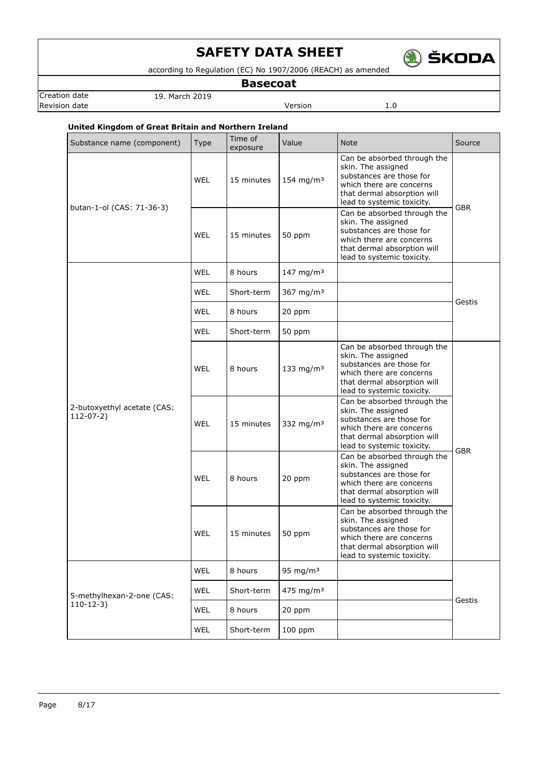**United Kingdom of Great Britain and Northern Ireland**

| Substance name (component) | Type | Time of exposure | Value | Note | Source |
| --- | --- | --- | --- | --- | --- |
| butan-1-ol (CAS: 71-36-3) | WEL | 15 minutes | 154 mg/m³ | Can be absorbed through the skin. The assigned substances are those for which there are concerns that dermal absorption will lead to systemic toxicity. | GBR |
| | WEL | 15 minutes | 50 ppm | Can be absorbed through the skin. The assigned substances are those for which there are concerns that dermal absorption will lead to systemic toxicity. | |
| 2-butoxyethyl acetate (CAS: 112-07-2) | WEL | 8 hours | 147 mg/m³ | | Gestis |
| | WEL | Short-term | 367 mg/m³ | | |
| | WEL | 8 hours | 20 ppm | | |
| | WEL | Short-term | 50 ppm | | |
| | WEL | 8 hours | 133 mg/m³ | Can be absorbed through the skin. The assigned substances are those for which there are concerns that dermal absorption will lead to systemic toxicity. | GBR |
| | WEL | 15 minutes | 332 mg/m³ | Can be absorbed through the skin. The assigned substances are those for which there are concerns that dermal absorption will lead to systemic toxicity. | |
| | WEL | 8 hours | 20 ppm | Can be absorbed through the skin. The assigned substances are those for which there are concerns that dermal absorption will lead to systemic toxicity. | |
| | WEL | 15 minutes | 50 ppm | Can be absorbed through the skin. The assigned substances are those for which there are concerns that dermal absorption will lead to systemic toxicity. | |
| 5-methylhexan-2-one (CAS: 110-12-3) | WEL | 8 hours | 95 mg/m³ | | Gestis |
| | WEL | Short-term | 475 mg/m³ | | |
| | WEL | 8 hours | 20 ppm | | |
| | WEL | Short-term | 100 ppm | | |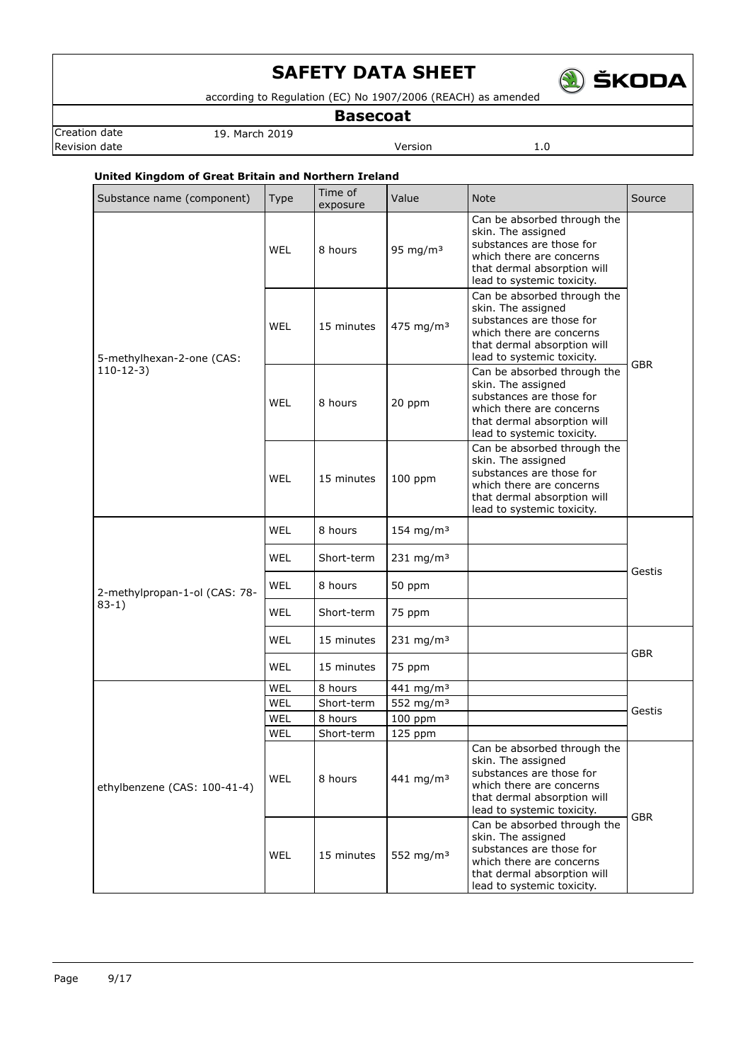**United Kingdom of Great Britain and Northern Ireland**

| Substance name (component) | Type | Time of exposure | Value | Note | Source |
|---|---|---|---|---|---|
| 5-methylhexan-2-one (CAS: 110-12-3) | WEL | 8 hours | 95 mg/m³ | Can be absorbed through the skin. The assigned substances are those for which there are concerns that dermal absorption will lead to systemic toxicity. | GBR |
| | WEL | 15 minutes | 475 mg/m³ | Can be absorbed through the skin. The assigned substances are those for which there are concerns that dermal absorption will lead to systemic toxicity. | |
| | WEL | 8 hours | 20 ppm | Can be absorbed through the skin. The assigned substances are those for which there are concerns that dermal absorption will lead to systemic toxicity. | |
| | WEL | 15 minutes | 100 ppm | Can be absorbed through the skin. The assigned substances are those for which there are concerns that dermal absorption will lead to systemic toxicity. | |
| 2-methylpropan-1-ol (CAS: 78-83-1) | WEL | 8 hours | 154 mg/m³ | | Gestis |
| | WEL | Short-term | 231 mg/m³ | | |
| | WEL | 8 hours | 50 ppm | | |
| | WEL | Short-term | 75 ppm | | |
| | WEL | 15 minutes | 231 mg/m³ | | GBR |
| | WEL | 15 minutes | 75 ppm | | |
| ethylbenzene (CAS: 100-41-4) | WEL | 8 hours | 441 mg/m³ | | Gestis |
| | WEL | Short-term | 552 mg/m³ | | |
| | WEL | 8 hours | 100 ppm | | |
| | WEL | Short-term | 125 ppm | | |
| | WEL | 8 hours | 441 mg/m³ | Can be absorbed through the skin. The assigned substances are those for which there are concerns that dermal absorption will lead to systemic toxicity. | GBR |
| | WEL | 15 minutes | 552 mg/m³ | Can be absorbed through the skin. The assigned substances are those for which there are concerns that dermal absorption will lead to systemic toxicity. | |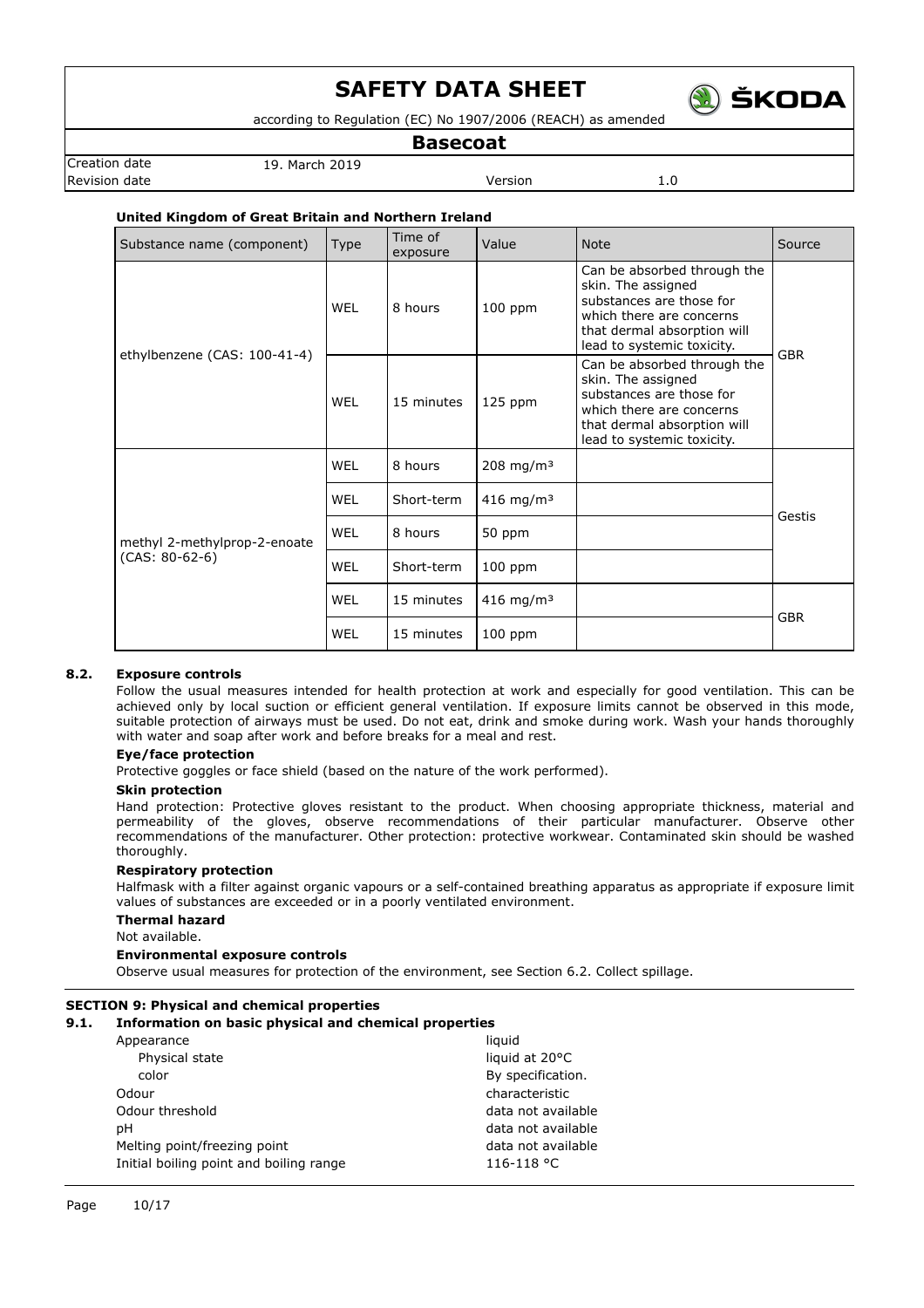**United Kingdom of Great Britain and Northern Ireland**

| Substance name (component) | Type | Time of exposure | Value | Note | Source |
|---|---|---|---|---|---|
| ethylbenzene (CAS: 100-41-4) | WEL | 8 hours | 100 ppm | Can be absorbed through the skin. The assigned substances are those for which there are concerns that dermal absorption will lead to systemic toxicity. | GBR |
| | WEL | 15 minutes | 125 ppm | Can be absorbed through the skin. The assigned substances are those for which there are concerns that dermal absorption will lead to systemic toxicity. | |
| methyl 2-methylprop-2-enoate (CAS: 80-62-6) | WEL | 8 hours | 208 mg/m³ | | Gestis |
| | WEL | Short-term | 416 mg/m³ | | |
| | WEL | 8 hours | 50 ppm | | |
| | WEL | Short-term | 100 ppm | | |
| | WEL | 15 minutes | 416 mg/m³ | | GBR |
| | WEL | 15 minutes | 100 ppm | | |

### 8.2. Exposure controls

Follow the usual measures intended for health protection at work and especially for good ventilation. This can be achieved only by local suction or efficient general ventilation. If exposure limits cannot be observed in this mode, suitable protection of airways must be used. Do not eat, drink and smoke during work. Wash your hands thoroughly with water and soap after work and before breaks for a meal and rest.

**Eye/face protection**

Protective goggles or face shield (based on the nature of the work performed).

**Skin protection**

Hand protection: Protective gloves resistant to the product. When choosing appropriate thickness, material and permeability of the gloves, observe recommendations of their particular manufacturer. Observe other recommendations of the manufacturer. Other protection: protective workwear. Contaminated skin should be washed thoroughly.

**Respiratory protection**

Halfmask with a filter against organic vapours or a self-contained breathing apparatus as appropriate if exposure limit values of substances are exceeded or in a poorly ventilated environment.

**Thermal hazard**

Not available.

**Environmental exposure controls**

Observe usual measures for protection of the environment, see Section 6.2. Collect spillage.

## SECTION 9: Physical and chemical properties

### 9.1. Information on basic physical and chemical properties

| | |
|---|---|
| Appearance | liquid |
| Physical state | liquid at 20°C |
| color | By specification. |
| Odour | characteristic |
| Odour threshold | data not available |
| pH | data not available |
| Melting point/freezing point | data not available |
| Initial boiling point and boiling range | 116-118 °C |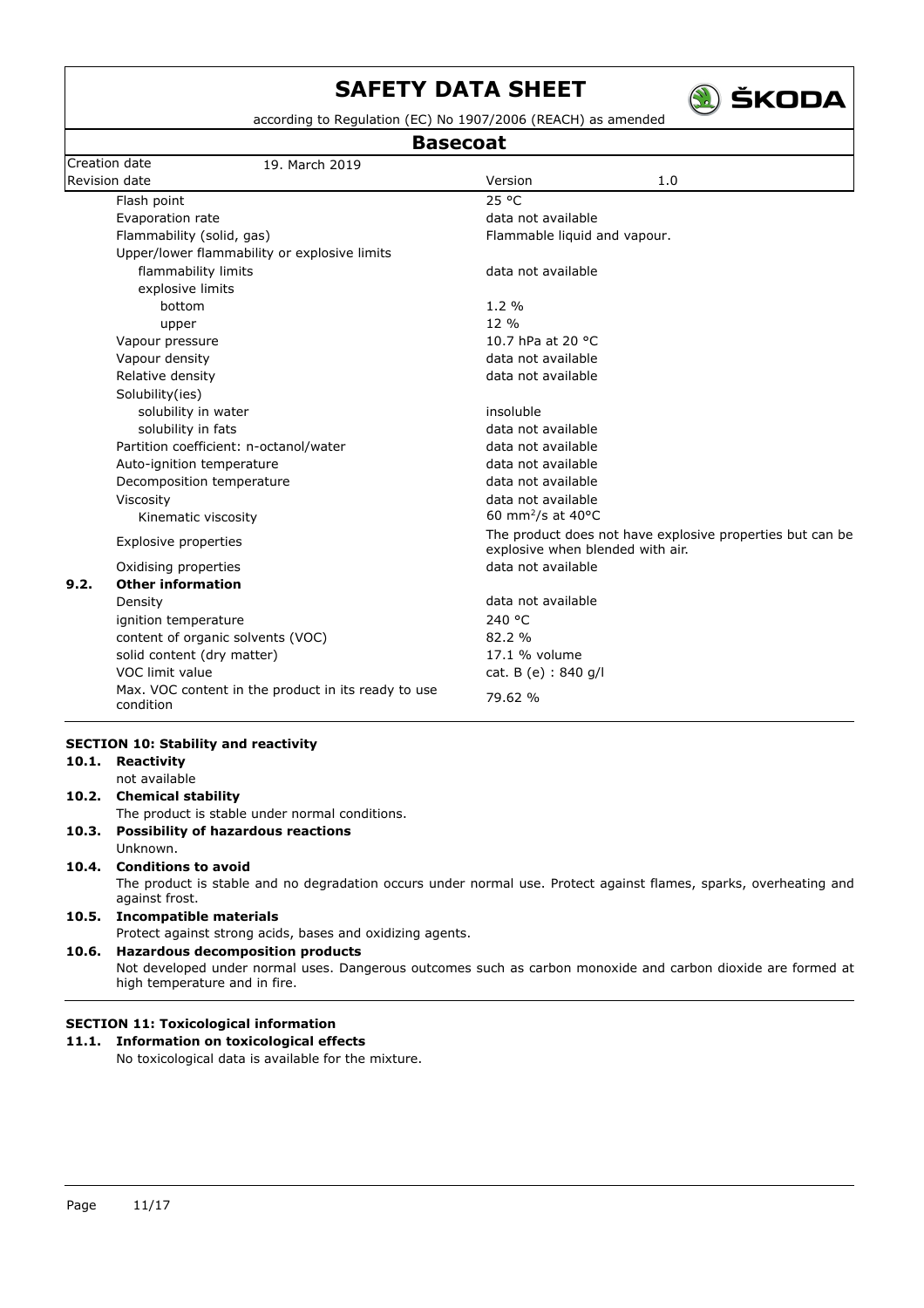| Property | Value |
|---|---|
| Flash point | 25 °C |
| Evaporation rate | data not available |
| Flammability (solid, gas) | Flammable liquid and vapour. |
| Upper/lower flammability or explosive limits | |
| flammability limits | data not available |
| explosive limits | |
| bottom | 1.2 % |
| upper | 12 % |
| Vapour pressure | 10.7 hPa at 20 °C |
| Vapour density | data not available |
| Relative density | data not available |
| Solubility(ies) | |
| solubility in water | insoluble |
| solubility in fats | data not available |
| Partition coefficient: n-octanol/water | data not available |
| Auto-ignition temperature | data not available |
| Decomposition temperature | data not available |
| Viscosity | data not available |
| Kinematic viscosity | 60 $mm^2/s$ at 40°C |
| Explosive properties | The product does not have explosive properties but can be explosive when blended with air. |
| Oxidising properties | data not available |

**9.2. Other information**

| Property | Value |
|---|---|
| Density | data not available |
| ignition temperature | 240 °C |
| content of organic solvents (VOC) | 82.2 % |
| solid content (dry matter) | 17.1 % volume |
| VOC limit value | cat. B (e) : 840 g/l |
| Max. VOC content in the product in its ready to use condition | 79.62 % |

## SECTION 10: Stability and reactivity

**10.1. Reactivity**

not available

**10.2. Chemical stability**

The product is stable under normal conditions.

**10.3. Possibility of hazardous reactions**

Unknown.

**10.4. Conditions to avoid**

The product is stable and no degradation occurs under normal use. Protect against flames, sparks, overheating and against frost.

**10.5. Incompatible materials**

Protect against strong acids, bases and oxidizing agents.

**10.6. Hazardous decomposition products**

Not developed under normal uses. Dangerous outcomes such as carbon monoxide and carbon dioxide are formed at high temperature and in fire.

## SECTION 11: Toxicological information

**11.1. Information on toxicological effects**

No toxicological data is available for the mixture.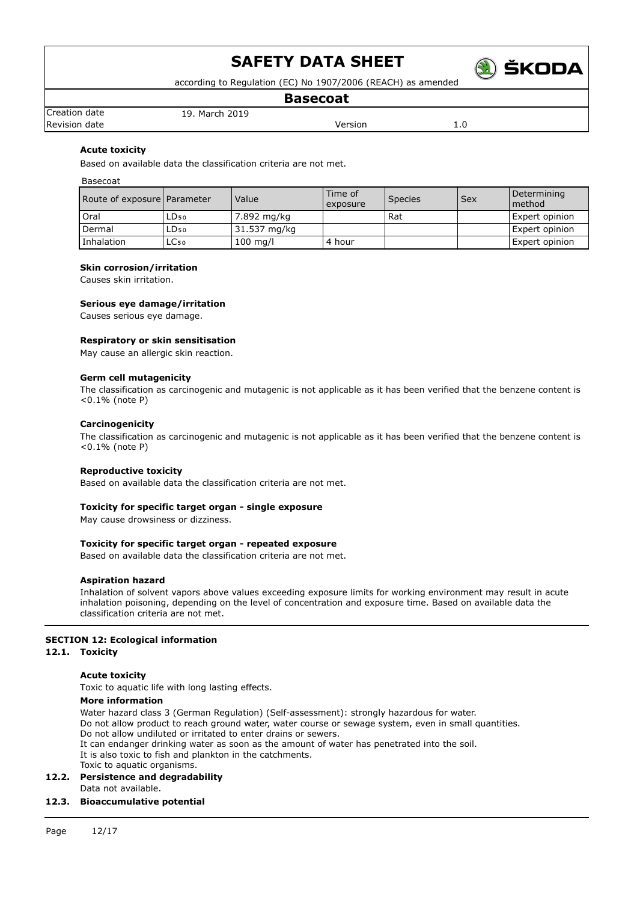**Acute toxicity**

Based on available data the classification criteria are not met.

Basecoat

| Route of exposure | Parameter | Value | Time of exposure | Species | Sex | Determining method |
|---|---|---|---|---|---|---|
| Oral | $LD_{50}$ | 7.892 mg/kg | | Rat | | Expert opinion |
| Dermal | $LD_{50}$ | 31.537 mg/kg | | | | Expert opinion |
| Inhalation | $LC_{50}$ | 100 mg/l | 4 hour | | | Expert opinion |

**Skin corrosion/irritation**

Causes skin irritation.

**Serious eye damage/irritation**

Causes serious eye damage.

**Respiratory or skin sensitisation**

May cause an allergic skin reaction.

**Germ cell mutagenicity**

The classification as carcinogenic and mutagenic is not applicable as it has been verified that the benzene content is <0.1% (note P)

**Carcinogenicity**

The classification as carcinogenic and mutagenic is not applicable as it has been verified that the benzene content is <0.1% (note P)

**Reproductive toxicity**

Based on available data the classification criteria are not met.

**Toxicity for specific target organ - single exposure**

May cause drowsiness or dizziness.

**Toxicity for specific target organ - repeated exposure**

Based on available data the classification criteria are not met.

**Aspiration hazard**

Inhalation of solvent vapors above values exceeding exposure limits for working environment may result in acute inhalation poisoning, depending on the level of concentration and exposure time. Based on available data the classification criteria are not met.

## SECTION 12: Ecological information

### 12.1. Toxicity

**Acute toxicity**

Toxic to aquatic life with long lasting effects.

**More information**

Water hazard class 3 (German Regulation) (Self-assessment): strongly hazardous for water.
Do not allow product to reach ground water, water course or sewage system, even in small quantities.
Do not allow undiluted or irritated to enter drains or sewers.
It can endanger drinking water as soon as the amount of water has penetrated into the soil.
It is also toxic to fish and plankton in the catchments.
Toxic to aquatic organisms.

### 12.2. Persistence and degradability

Data not available.

### 12.3. Bioaccumulative potential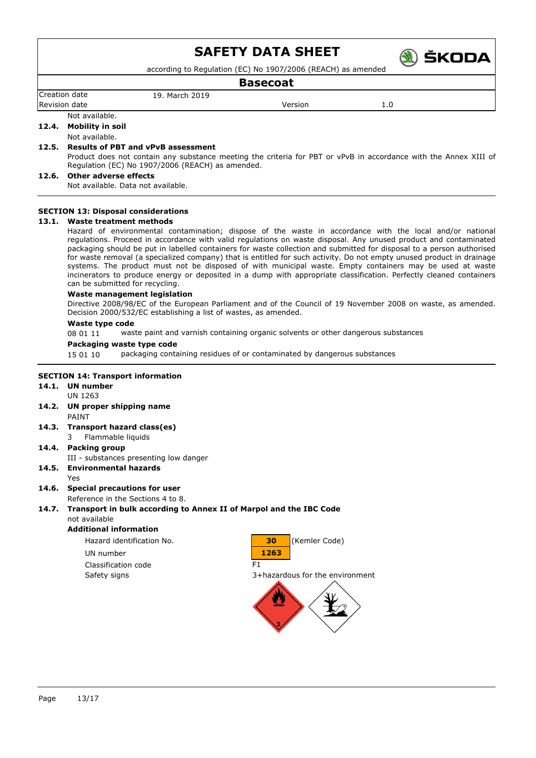Not available.

**12.4. Mobility in soil**

Not available.

**12.5. Results of PBT and vPvB assessment**

Product does not contain any substance meeting the criteria for PBT or vPvB in accordance with the Annex XIII of Regulation (EC) No 1907/2006 (REACH) as amended.

**12.6. Other adverse effects**

Not available. Data not available.

## SECTION 13: Disposal considerations

**13.1. Waste treatment methods**

Hazard of environmental contamination; dispose of the waste in accordance with the local and/or national regulations. Proceed in accordance with valid regulations on waste disposal. Any unused product and contaminated packaging should be put in labelled containers for waste collection and submitted for disposal to a person authorised for waste removal (a specialized company) that is entitled for such activity. Do not empty unused product in drainage systems. The product must not be disposed of with municipal waste. Empty containers may be used at waste incinerators to produce energy or deposited in a dump with appropriate classification. Perfectly cleaned containers can be submitted for recycling.

**Waste management legislation**

Directive 2008/98/EC of the European Parliament and of the Council of 19 November 2008 on waste, as amended. Decision 2000/532/EC establishing a list of wastes, as amended.

**Waste type code**

08 01 11 waste paint and varnish containing organic solvents or other dangerous substances

**Packaging waste type code**

15 01 10 packaging containing residues of or contaminated by dangerous substances

## SECTION 14: Transport information

**14.1. UN number**

UN 1263

**14.2. UN proper shipping name**

PAINT

**14.3. Transport hazard class(es)**

3 Flammable liquids

**14.4. Packing group**

III - substances presenting low danger

**14.5. Environmental hazards**

Yes

**14.6. Special precautions for user**

Reference in the Sections 4 to 8.

**14.7. Transport in bulk according to Annex II of Marpol and the IBC Code**

not available

**Additional information**

| | |
|---|---|
| Hazard identification No. | 30 (Kemler Code) |
| UN number | 1263 |
| Classification code | F1 |
| Safety signs | 3+hazardous for the environment |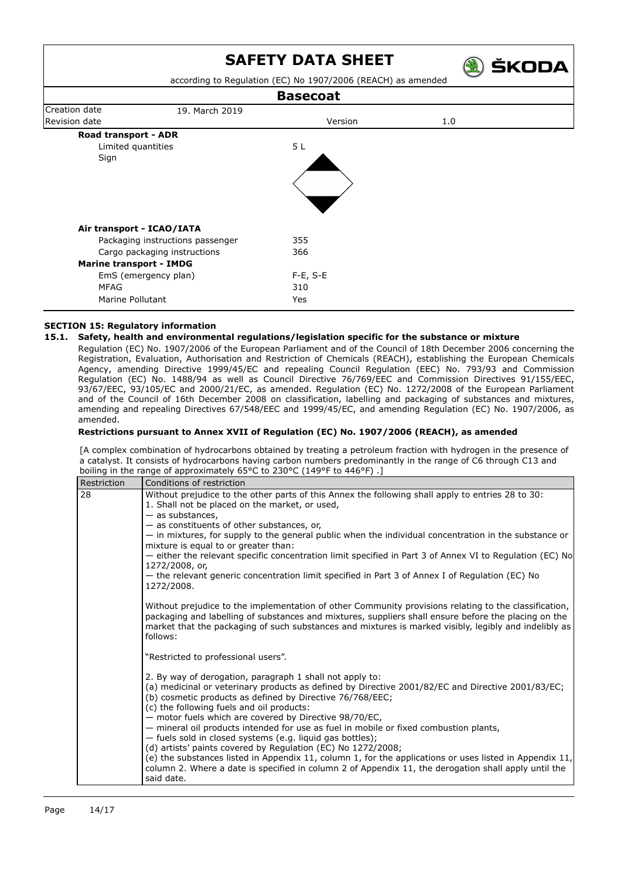**Road transport - ADR**

| | |
|---|---|
| Limited quantities | 5 L |
| Sign | |

**Air transport - ICAO/IATA**

| | |
|---|---|
| Packaging instructions passenger | 355 |
| Cargo packaging instructions | 366 |

**Marine transport - IMDG**

| | |
|---|---|
| EmS (emergency plan) | F-E, S-E |
| MFAG | 310 |
| Marine Pollutant | Yes |

## SECTION 15: Regulatory information

### 15.1. Safety, health and environmental regulations/legislation specific for the substance or mixture

Regulation (EC) No. 1907/2006 of the European Parliament and of the Council of 18th December 2006 concerning the Registration, Evaluation, Authorisation and Restriction of Chemicals (REACH), establishing the European Chemicals Agency, amending Directive 1999/45/EC and repealing Council Regulation (EEC) No. 793/93 and Commission Regulation (EC) No. 1488/94 as well as Council Directive 76/769/EEC and Commission Directives 91/155/EEC, 93/67/EEC, 93/105/EC and 2000/21/EC, as amended. Regulation (EC) No. 1272/2008 of the European Parliament and of the Council of 16th December 2008 on classification, labelling and packaging of substances and mixtures, amending and repealing Directives 67/548/EEC and 1999/45/EC, and amending Regulation (EC) No. 1907/2006, as amended.

**Restrictions pursuant to Annex XVII of Regulation (EC) No. 1907/2006 (REACH), as amended**

[A complex combination of hydrocarbons obtained by treating a petroleum fraction with hydrogen in the presence of a catalyst. It consists of hydrocarbons having carbon numbers predominantly in the range of C6 through C13 and boiling in the range of approximately 65°C to 230°C (149°F to 446°F) .]

| Restriction | Conditions of restriction |
|---|---|
| 28 | Without prejudice to the other parts of this Annex the following shall apply to entries 28 to 30:<br>1. Shall not be placed on the market, or used,<br>— as substances,<br>— as constituents of other substances, or,<br>— in mixtures, for supply to the general public when the individual concentration in the substance or mixture is equal to or greater than:<br>— either the relevant specific concentration limit specified in Part 3 of Annex VI to Regulation (EC) No 1272/2008, or,<br>— the relevant generic concentration limit specified in Part 3 of Annex I of Regulation (EC) No 1272/2008.<br><br>Without prejudice to the implementation of other Community provisions relating to the classification, packaging and labelling of substances and mixtures, suppliers shall ensure before the placing on the market that the packaging of such substances and mixtures is marked visibly, legibly and indelibly as follows:<br><br>"Restricted to professional users".<br><br>2. By way of derogation, paragraph 1 shall not apply to:<br>(a) medicinal or veterinary products as defined by Directive 2001/82/EC and Directive 2001/83/EC;<br>(b) cosmetic products as defined by Directive 76/768/EEC;<br>(c) the following fuels and oil products:<br>— motor fuels which are covered by Directive 98/70/EC,<br>— mineral oil products intended for use as fuel in mobile or fixed combustion plants,<br>— fuels sold in closed systems (e.g. liquid gas bottles);<br>(d) artists' paints covered by Regulation (EC) No 1272/2008;<br>(e) the substances listed in Appendix 11, column 1, for the applications or uses listed in Appendix 11, column 2. Where a date is specified in column 2 of Appendix 11, the derogation shall apply until the said date. |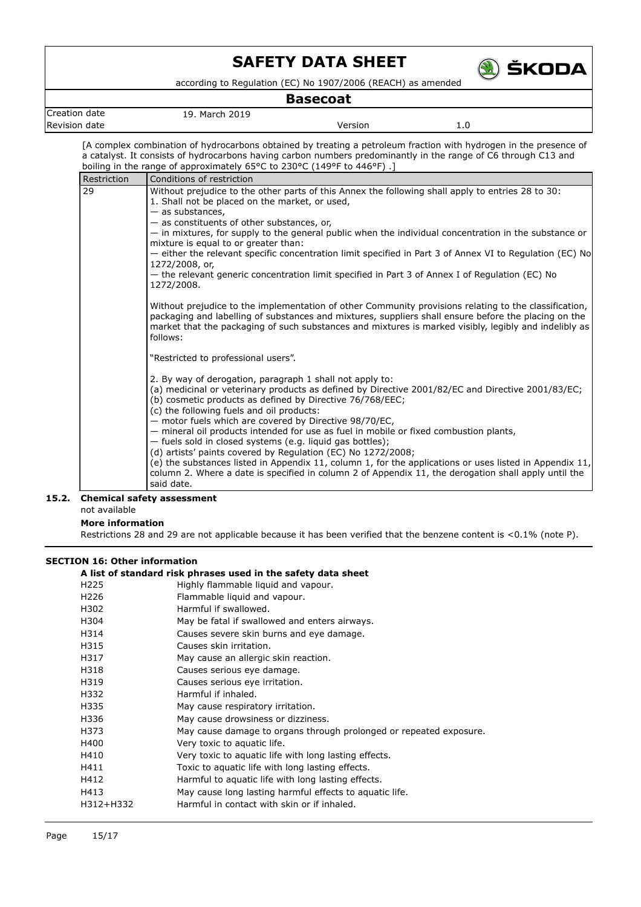[A complex combination of hydrocarbons obtained by treating a petroleum fraction with hydrogen in the presence of a catalyst. It consists of hydrocarbons having carbon numbers predominantly in the range of C6 through C13 and boiling in the range of approximately 65°C to 230°C (149°F to 446°F) .]

| Restriction | Conditions of restriction |
|---|---|
| 29 | Without prejudice to the other parts of this Annex the following shall apply to entries 28 to 30:<br>1. Shall not be placed on the market, or used,<br>— as substances,<br>— as constituents of other substances, or,<br>— in mixtures, for supply to the general public when the individual concentration in the substance or mixture is equal to or greater than:<br>— either the relevant specific concentration limit specified in Part 3 of Annex VI to Regulation (EC) No 1272/2008, or,<br>— the relevant generic concentration limit specified in Part 3 of Annex I of Regulation (EC) No 1272/2008.<br><br>Without prejudice to the implementation of other Community provisions relating to the classification, packaging and labelling of substances and mixtures, suppliers shall ensure before the placing on the market that the packaging of such substances and mixtures is marked visibly, legibly and indelibly as follows:<br><br>"Restricted to professional users".<br><br>2. By way of derogation, paragraph 1 shall not apply to:<br>(a) medicinal or veterinary products as defined by Directive 2001/82/EC and Directive 2001/83/EC;<br>(b) cosmetic products as defined by Directive 76/768/EEC;<br>(c) the following fuels and oil products:<br>— motor fuels which are covered by Directive 98/70/EC,<br>— mineral oil products intended for use as fuel in mobile or fixed combustion plants,<br>— fuels sold in closed systems (e.g. liquid gas bottles);<br>(d) artists' paints covered by Regulation (EC) No 1272/2008;<br>(e) the substances listed in Appendix 11, column 1, for the applications or uses listed in Appendix 11, column 2. Where a date is specified in column 2 of Appendix 11, the derogation shall apply until the said date. |

### 15.2. Chemical safety assessment

not available

**More information**

Restrictions 28 and 29 are not applicable because it has been verified that the benzene content is <0.1% (note P).

## SECTION 16: Other information

**A list of standard risk phrases used in the safety data sheet**

| | |
|---|---|
| H225 | Highly flammable liquid and vapour. |
| H226 | Flammable liquid and vapour. |
| H302 | Harmful if swallowed. |
| H304 | May be fatal if swallowed and enters airways. |
| H314 | Causes severe skin burns and eye damage. |
| H315 | Causes skin irritation. |
| H317 | May cause an allergic skin reaction. |
| H318 | Causes serious eye damage. |
| H319 | Causes serious eye irritation. |
| H332 | Harmful if inhaled. |
| H335 | May cause respiratory irritation. |
| H336 | May cause drowsiness or dizziness. |
| H373 | May cause damage to organs through prolonged or repeated exposure. |
| H400 | Very toxic to aquatic life. |
| H410 | Very toxic to aquatic life with long lasting effects. |
| H411 | Toxic to aquatic life with long lasting effects. |
| H412 | Harmful to aquatic life with long lasting effects. |
| H413 | May cause long lasting harmful effects to aquatic life. |
| H312+H332 | Harmful in contact with skin or if inhaled. |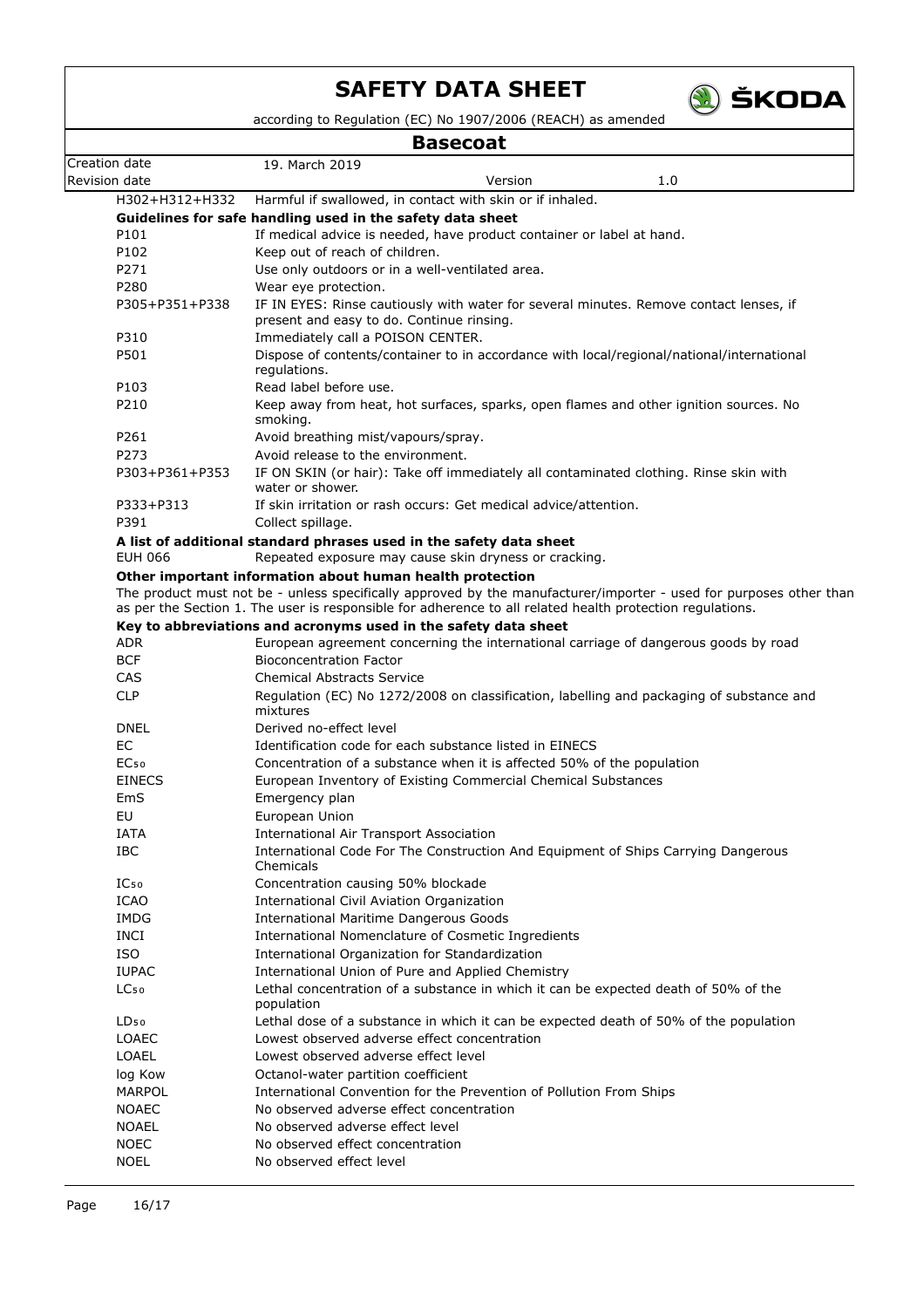| | |
|---|---|
| H302+H312+H332 | Harmful if swallowed, in contact with skin or if inhaled. |

**Guidelines for safe handling used in the safety data sheet**

| | |
|---|---|
| P101 | If medical advice is needed, have product container or label at hand. |
| P102 | Keep out of reach of children. |
| P271 | Use only outdoors or in a well-ventilated area. |
| P280 | Wear eye protection. |
| P305+P351+P338 | IF IN EYES: Rinse cautiously with water for several minutes. Remove contact lenses, if present and easy to do. Continue rinsing. |
| P310 | Immediately call a POISON CENTER. |
| P501 | Dispose of contents/container to in accordance with local/regional/national/international regulations. |
| P103 | Read label before use. |
| P210 | Keep away from heat, hot surfaces, sparks, open flames and other ignition sources. No smoking. |
| P261 | Avoid breathing mist/vapours/spray. |
| P273 | Avoid release to the environment. |
| P303+P361+P353 | IF ON SKIN (or hair): Take off immediately all contaminated clothing. Rinse skin with water or shower. |
| P333+P313 | If skin irritation or rash occurs: Get medical advice/attention. |
| P391 | Collect spillage. |

**A list of additional standard phrases used in the safety data sheet**

| | |
|---|---|
| EUH 066 | Repeated exposure may cause skin dryness or cracking. |

**Other important information about human health protection**

The product must not be - unless specifically approved by the manufacturer/importer - used for purposes other than as per the Section 1. The user is responsible for adherence to all related health protection regulations.

**Key to abbreviations and acronyms used in the safety data sheet**

| | |
|---|---|
| ADR | European agreement concerning the international carriage of dangerous goods by road |
| BCF | Bioconcentration Factor |
| CAS | Chemical Abstracts Service |
| CLP | Regulation (EC) No 1272/2008 on classification, labelling and packaging of substance and mixtures |
| DNEL | Derived no-effect level |
| EC | Identification code for each substance listed in EINECS |
| $EC_{50}$ | Concentration of a substance when it is affected 50% of the population |
| EINECS | European Inventory of Existing Commercial Chemical Substances |
| EmS | Emergency plan |
| EU | European Union |
| IATA | International Air Transport Association |
| IBC | International Code For The Construction And Equipment of Ships Carrying Dangerous Chemicals |
| $IC_{50}$ | Concentration causing 50% blockade |
| ICAO | International Civil Aviation Organization |
| IMDG | International Maritime Dangerous Goods |
| INCI | International Nomenclature of Cosmetic Ingredients |
| ISO | International Organization for Standardization |
| IUPAC | International Union of Pure and Applied Chemistry |
| $LC_{50}$ | Lethal concentration of a substance in which it can be expected death of 50% of the population |
| $LD_{50}$ | Lethal dose of a substance in which it can be expected death of 50% of the population |
| LOAEC | Lowest observed adverse effect concentration |
| LOAEL | Lowest observed adverse effect level |
| log Kow | Octanol-water partition coefficient |
| MARPOL | International Convention for the Prevention of Pollution From Ships |
| NOAEC | No observed adverse effect concentration |
| NOAEL | No observed adverse effect level |
| NOEC | No observed effect concentration |
| NOEL | No observed effect level |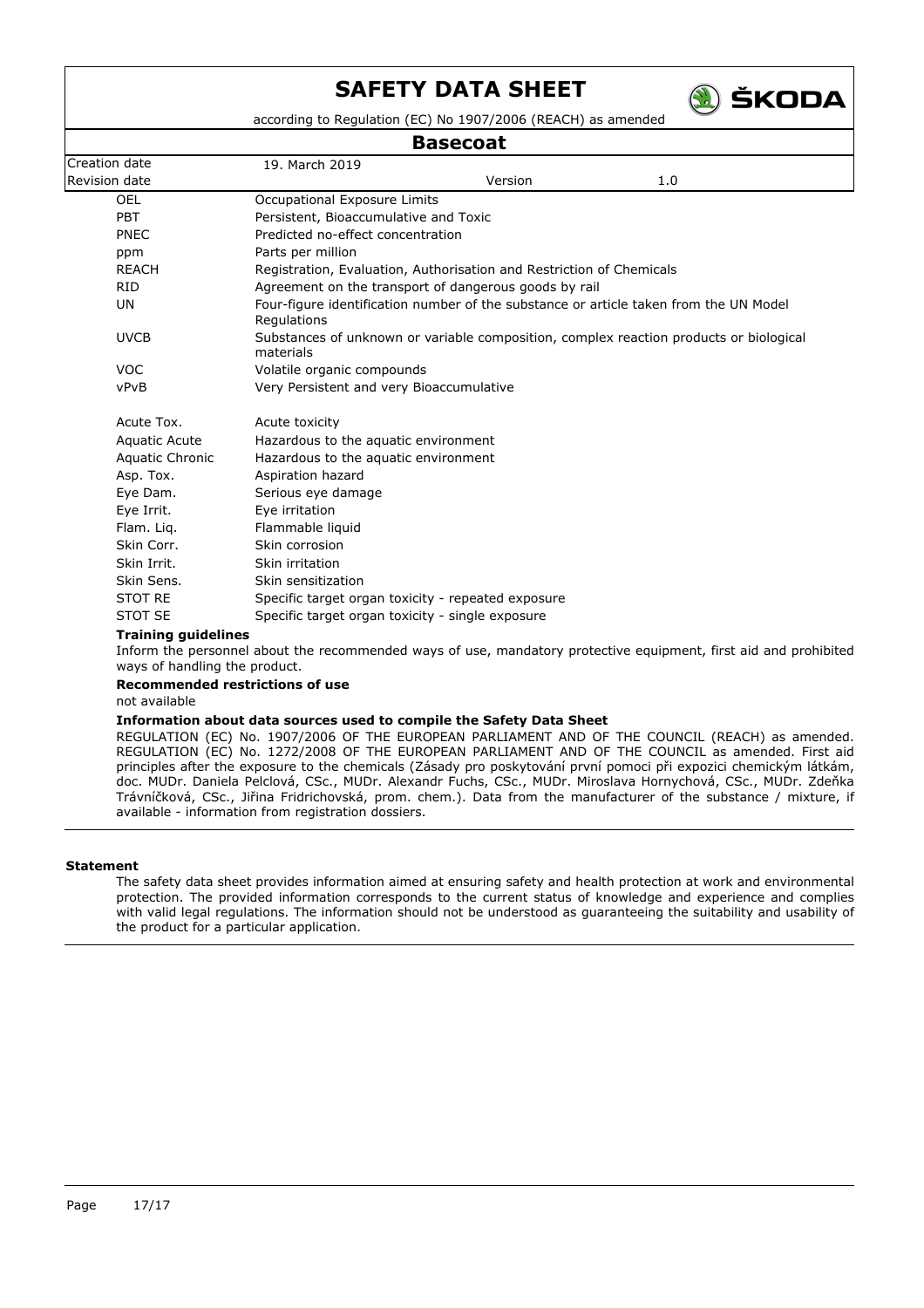| | |
|---|---|
| OEL | Occupational Exposure Limits |
| PBT | Persistent, Bioaccumulative and Toxic |
| PNEC | Predicted no-effect concentration |
| ppm | Parts per million |
| REACH | Registration, Evaluation, Authorisation and Restriction of Chemicals |
| RID | Agreement on the transport of dangerous goods by rail |
| UN | Four-figure identification number of the substance or article taken from the UN Model Regulations |
| UVCB | Substances of unknown or variable composition, complex reaction products or biological materials |
| VOC | Volatile organic compounds |
| vPvB | Very Persistent and very Bioaccumulative |
| Acute Tox. | Acute toxicity |
| Aquatic Acute | Hazardous to the aquatic environment |
| Aquatic Chronic | Hazardous to the aquatic environment |
| Asp. Tox. | Aspiration hazard |
| Eye Dam. | Serious eye damage |
| Eye Irrit. | Eye irritation |
| Flam. Liq. | Flammable liquid |
| Skin Corr. | Skin corrosion |
| Skin Irrit. | Skin irritation |
| Skin Sens. | Skin sensitization |
| STOT RE | Specific target organ toxicity - repeated exposure |
| STOT SE | Specific target organ toxicity - single exposure |

**Training guidelines**

Inform the personnel about the recommended ways of use, mandatory protective equipment, first aid and prohibited ways of handling the product.

**Recommended restrictions of use**

not available

**Information about data sources used to compile the Safety Data Sheet**

REGULATION (EC) No. 1907/2006 OF THE EUROPEAN PARLIAMENT AND OF THE COUNCIL (REACH) as amended. REGULATION (EC) No. 1272/2008 OF THE EUROPEAN PARLIAMENT AND OF THE COUNCIL as amended. First aid principles after the exposure to the chemicals (Zásady pro poskytování první pomoci při expozici chemickým látkám, doc. MUDr. Daniela Pelclová, CSc., MUDr. Alexandr Fuchs, CSc., MUDr. Miroslava Hornychová, CSc., MUDr. Zdeňka Trávníčková, CSc., Jiřina Fridrichovská, prom. chem.). Data from the manufacturer of the substance / mixture, if available - information from registration dossiers.

**Statement**

The safety data sheet provides information aimed at ensuring safety and health protection at work and environmental protection. The provided information corresponds to the current status of knowledge and experience and complies with valid legal regulations. The information should not be understood as guaranteeing the suitability and usability of the product for a particular application.